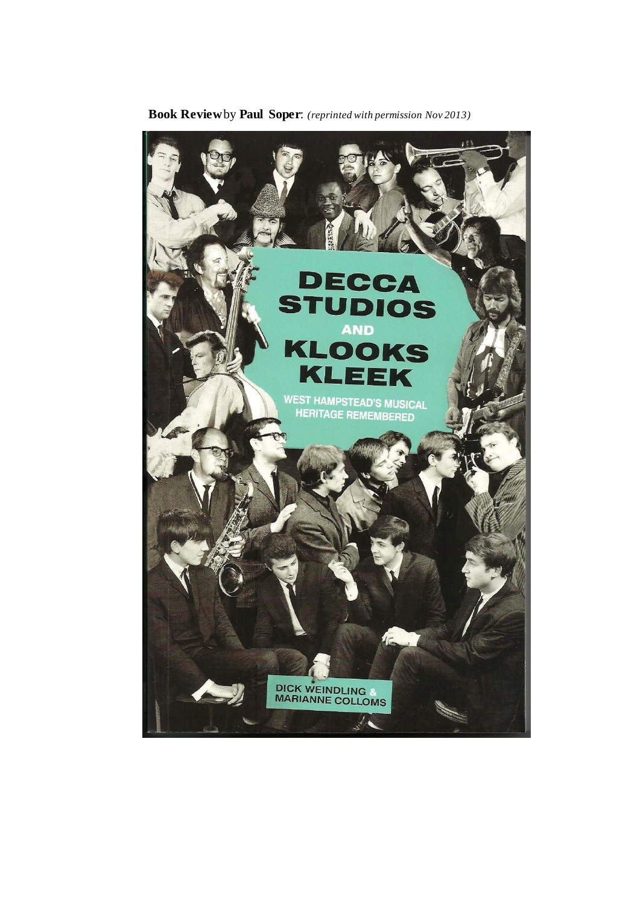**Book Review** by **Paul Soper**: *(reprinted with permission Nov 2013)*

# DECCA STUDIOS AND KLOOKS KLEEK

WEST HAMPSTEAD'S MUSICAL HERITAGE REMEMBERED

DICK WEINDLING & MARIANNE COLLOMS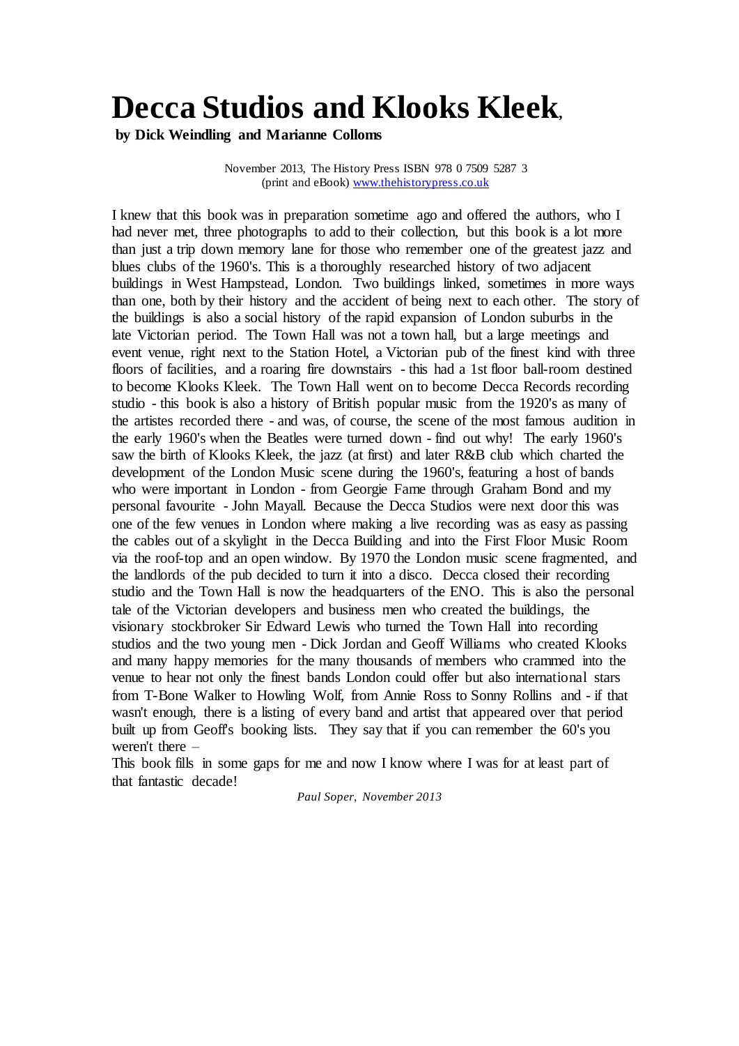# Decca Studios and Klooks Kleek,

**by Dick Weindling and Marianne Colloms**

November 2013, The History Press ISBN 978 0 7509 5287 3
(print and eBook) www.thehistorypress.co.uk

I knew that this book was in preparation sometime ago and offered the authors, who I had never met, three photographs to add to their collection, but this book is a lot more than just a trip down memory lane for those who remember one of the greatest jazz and blues clubs of the 1960's. This is a thoroughly researched history of two adjacent buildings in West Hampstead, London. Two buildings linked, sometimes in more ways than one, both by their history and the accident of being next to each other. The story of the buildings is also a social history of the rapid expansion of London suburbs in the late Victorian period. The Town Hall was not a town hall, but a large meetings and event venue, right next to the Station Hotel, a Victorian pub of the finest kind with three floors of facilities, and a roaring fire downstairs - this had a 1st floor ball-room destined to become Klooks Kleek. The Town Hall went on to become Decca Records recording studio - this book is also a history of British popular music from the 1920's as many of the artistes recorded there - and was, of course, the scene of the most famous audition in the early 1960's when the Beatles were turned down - find out why! The early 1960's saw the birth of Klooks Kleek, the jazz (at first) and later R&B club which charted the development of the London Music scene during the 1960's, featuring a host of bands who were important in London - from Georgie Fame through Graham Bond and my personal favourite - John Mayall. Because the Decca Studios were next door this was one of the few venues in London where making a live recording was as easy as passing the cables out of a skylight in the Decca Building and into the First Floor Music Room via the roof-top and an open window. By 1970 the London music scene fragmented, and the landlords of the pub decided to turn it into a disco. Decca closed their recording studio and the Town Hall is now the headquarters of the ENO. This is also the personal tale of the Victorian developers and business men who created the buildings, the visionary stockbroker Sir Edward Lewis who turned the Town Hall into recording studios and the two young men - Dick Jordan and Geoff Williams who created Klooks and many happy memories for the many thousands of members who crammed into the venue to hear not only the finest bands London could offer but also international stars from T-Bone Walker to Howling Wolf, from Annie Ross to Sonny Rollins and - if that wasn't enough, there is a listing of every band and artist that appeared over that period built up from Geoff's booking lists. They say that if you can remember the 60's you weren't there –
This book fills in some gaps for me and now I know where I was for at least part of that fantastic decade!

*Paul Soper, November 2013*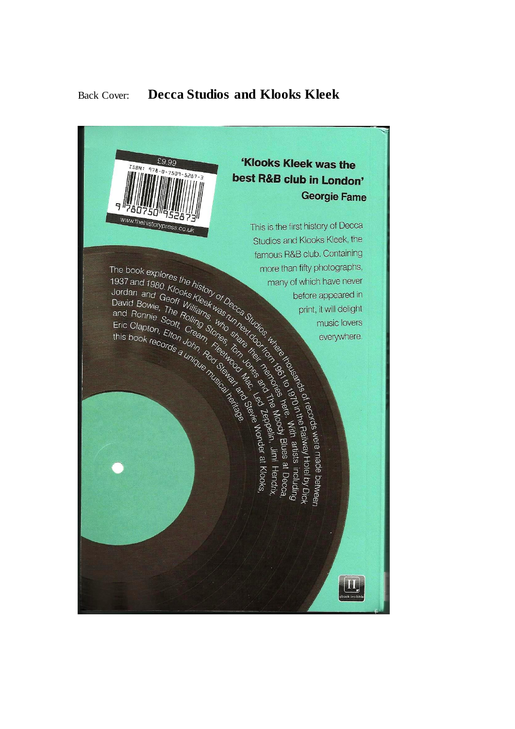Back Cover: **Decca Studios and Klooks Kleek**

£9.99

ISBN: 978-0-7509-5287-3

9 780750 952873

www.thehistorypress.co.uk

## 'Klooks Kleek was the best R&B club in London'

**Georgie Fame**

This is the first history of Decca Studios and Klooks Kleek, the famous R&B club. Containing more than fifty photographs, many of which have never before appeared in print, it will delight music lovers everywhere.

The book explores the history of Decca Studios, where thousands of records were made between 1937 and 1980. Klooks Kleek was run next door from 1961 to 1970 in the Railway Hotel by Dick Jordan and Geoff Williams, who share their memories here. With artists including David Bowie, The Rolling Stones, Tom Jones and The Moody Blues at Decca, and Ronnie Scott, Cream, Fleetwood Mac, Led Zeppelin, Jimi Hendrix, Eric Clapton, Elton John, Rod Stewart and Stevie Wonder at Klooks, this book records a unique musical heritage.

ebook available